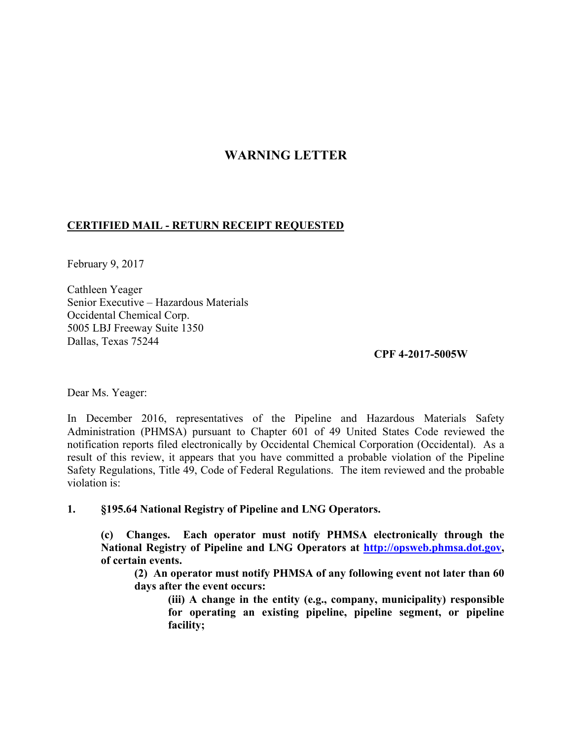# WARNING LETTER

**CERTIFIED MAIL - RETURN RECEIPT REQUESTED**

February 9, 2017

Cathleen Yeager
Senior Executive – Hazardous Materials
Occidental Chemical Corp.
5005 LBJ Freeway Suite 1350
Dallas, Texas 75244

**CPF 4-2017-5005W**

Dear Ms. Yeager:

In December 2016, representatives of the Pipeline and Hazardous Materials Safety Administration (PHMSA) pursuant to Chapter 601 of 49 United States Code reviewed the notification reports filed electronically by Occidental Chemical Corporation (Occidental). As a result of this review, it appears that you have committed a probable violation of the Pipeline Safety Regulations, Title 49, Code of Federal Regulations. The item reviewed and the probable violation is:

**1. §195.64 National Registry of Pipeline and LNG Operators.**

> **(c) Changes. Each operator must notify PHMSA electronically through the National Registry of Pipeline and LNG Operators at [http://opsweb.phmsa.dot.gov](http://opsweb.phmsa.dot.gov), of certain events.**
>
> > **(2) An operator must notify PHMSA of any following event not later than 60 days after the event occurs:**
> >
> > > **(iii) A change in the entity (e.g., company, municipality) responsible for operating an existing pipeline, pipeline segment, or pipeline facility;**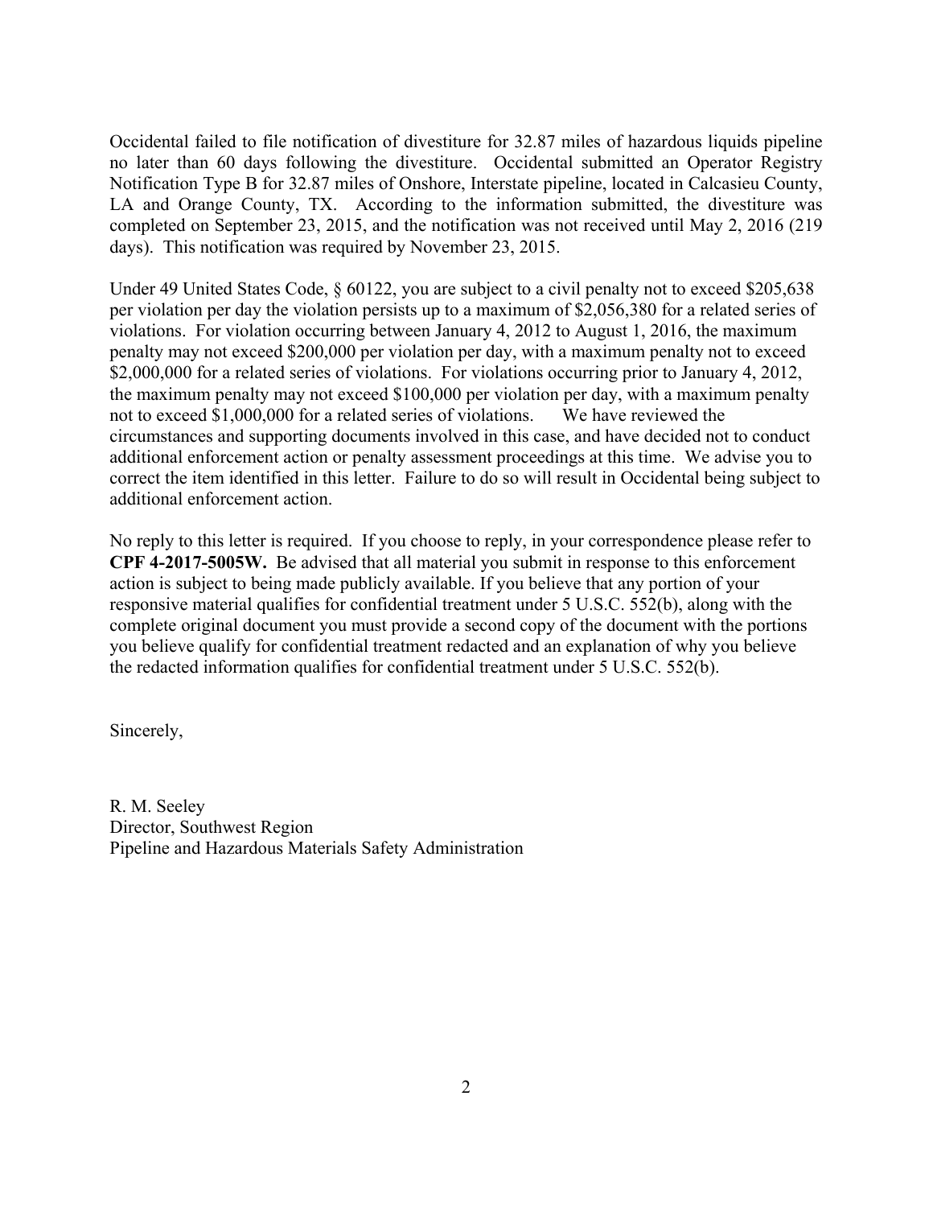Occidental failed to file notification of divestiture for 32.87 miles of hazardous liquids pipeline no later than 60 days following the divestiture. Occidental submitted an Operator Registry Notification Type B for 32.87 miles of Onshore, Interstate pipeline, located in Calcasieu County, LA and Orange County, TX. According to the information submitted, the divestiture was completed on September 23, 2015, and the notification was not received until May 2, 2016 (219 days). This notification was required by November 23, 2015.

Under 49 United States Code, § 60122, you are subject to a civil penalty not to exceed $205,638 per violation per day the violation persists up to a maximum of $2,056,380 for a related series of violations. For violation occurring between January 4, 2012 to August 1, 2016, the maximum penalty may not exceed $200,000 per violation per day, with a maximum penalty not to exceed $2,000,000 for a related series of violations. For violations occurring prior to January 4, 2012, the maximum penalty may not exceed $100,000 per violation per day, with a maximum penalty not to exceed $1,000,000 for a related series of violations. We have reviewed the circumstances and supporting documents involved in this case, and have decided not to conduct additional enforcement action or penalty assessment proceedings at this time. We advise you to correct the item identified in this letter. Failure to do so will result in Occidental being subject to additional enforcement action.

No reply to this letter is required. If you choose to reply, in your correspondence please refer to **CPF 4-2017-5005W.** Be advised that all material you submit in response to this enforcement action is subject to being made publicly available. If you believe that any portion of your responsive material qualifies for confidential treatment under 5 U.S.C. 552(b), along with the complete original document you must provide a second copy of the document with the portions you believe qualify for confidential treatment redacted and an explanation of why you believe the redacted information qualifies for confidential treatment under 5 U.S.C. 552(b).

Sincerely,

R. M. Seeley
Director, Southwest Region
Pipeline and Hazardous Materials Safety Administration